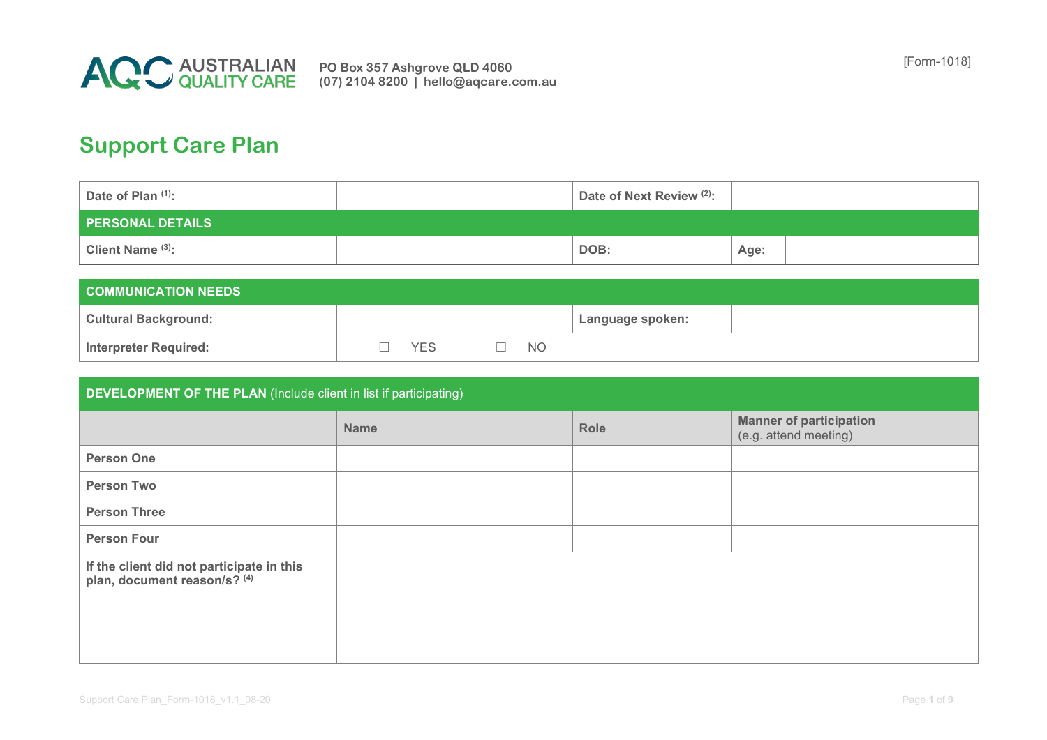AUSTRALIAN QUALITY CARE

**PO Box 357 Ashgrove QLD 4060**
**(07) 2104 8200 | hello@aqcare.com.au**

[Form-1018]

# Support Care Plan

| **Date of Plan** [1]**:** | | **Date of Next Review** [2]**:** | | | |
|---|---|---|---|---|---|
| **PERSONAL DETAILS** | | | | | |
| **Client Name** [3]**:** | | **DOB:** | | **Age:** | |

| **COMMUNICATION NEEDS** | | | |
|---|---|---|---|
| **Cultural Background:** | | **Language spoken:** | |
| **Interpreter Required:** | ☐ YES ☐ NO | | |

| **DEVELOPMENT OF THE PLAN** (Include client in list if participating) | | | |
|---|---|---|---|
| | **Name** | **Role** | **Manner of participation** (e.g. attend meeting) |
| **Person One** | | | |
| **Person Two** | | | |
| **Person Three** | | | |
| **Person Four** | | | |
| **If the client did not participate in this plan, document reason/s?** [4] | | | |

Support Care Plan_Form-1018_v1.1_08-20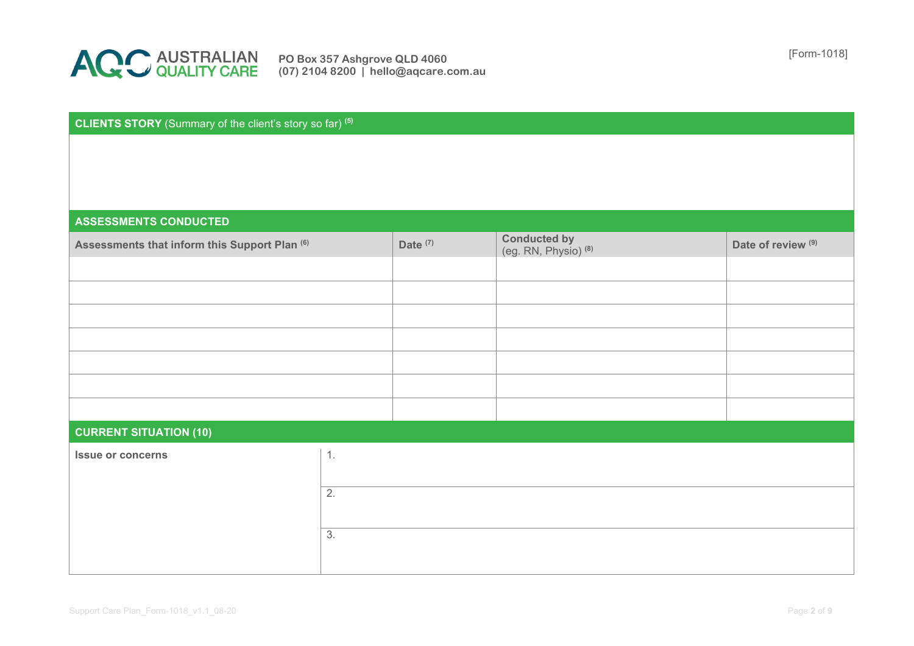AUSTRALIAN QUALITY CARE

**PO Box 357 Ashgrove QLD 4060**
**(07) 2104 8200 | hello@aqcare.com.au**

[Form-1018]

## CLIENTS STORY (Summary of the client's story so far) [5]

## ASSESSMENTS CONDUCTED

| Assessments that inform this Support Plan [6] | Date [7] | Conducted by (eg. RN, Physio) [8] | Date of review [9] |
|---|---|---|---|
| | | | |
| | | | |
| | | | |
| | | | |
| | | | |
| | | | |
| | | | |

## CURRENT SITUATION (10)

| Issue or concerns | |
|---|---|
| | 1. |
| | 2. |
| | 3. |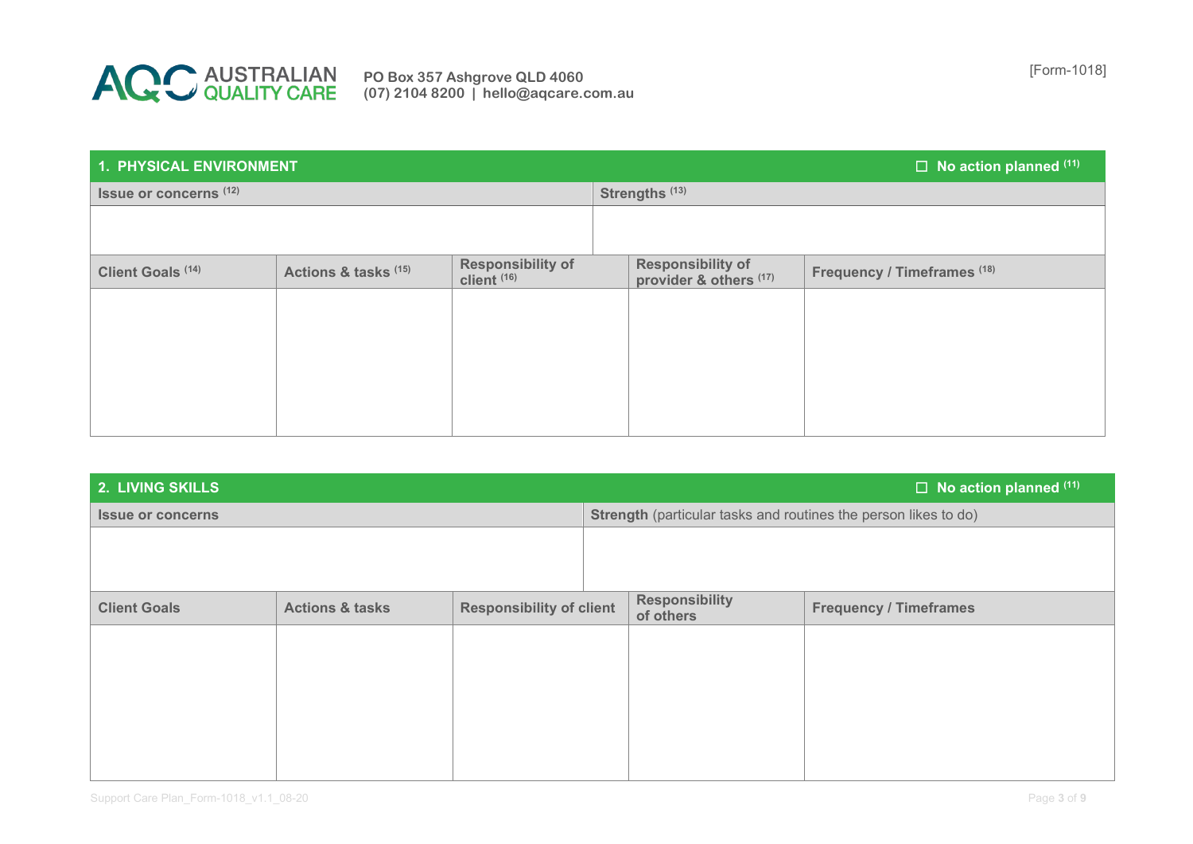AUSTRALIAN QUALITY CARE

**PO Box 357 Ashgrove QLD 4060**
**(07) 2104 8200 | hello@aqcare.com.au**

[Form-1018]

## 1. PHYSICAL ENVIRONMENT

☐ **No action planned** (11)

| Issue or concerns (12) | Strengths (13) |
|---|---|
| | |

| Client Goals (14) | Actions & tasks (15) | Responsibility of client (16) | Responsibility of provider & others (17) | Frequency / Timeframes (18) |
|---|---|---|---|---|
| | | | | |

## 2. LIVING SKILLS

☐ **No action planned** (11)

| Issue or concerns | **Strength** (particular tasks and routines the person likes to do) |
|---|---|
| | |

| Client Goals | Actions & tasks | Responsibility of client | Responsibility of others | Frequency / Timeframes |
|---|---|---|---|---|
| | | | | |

Support Care Plan_Form-1018_v1.1_08-20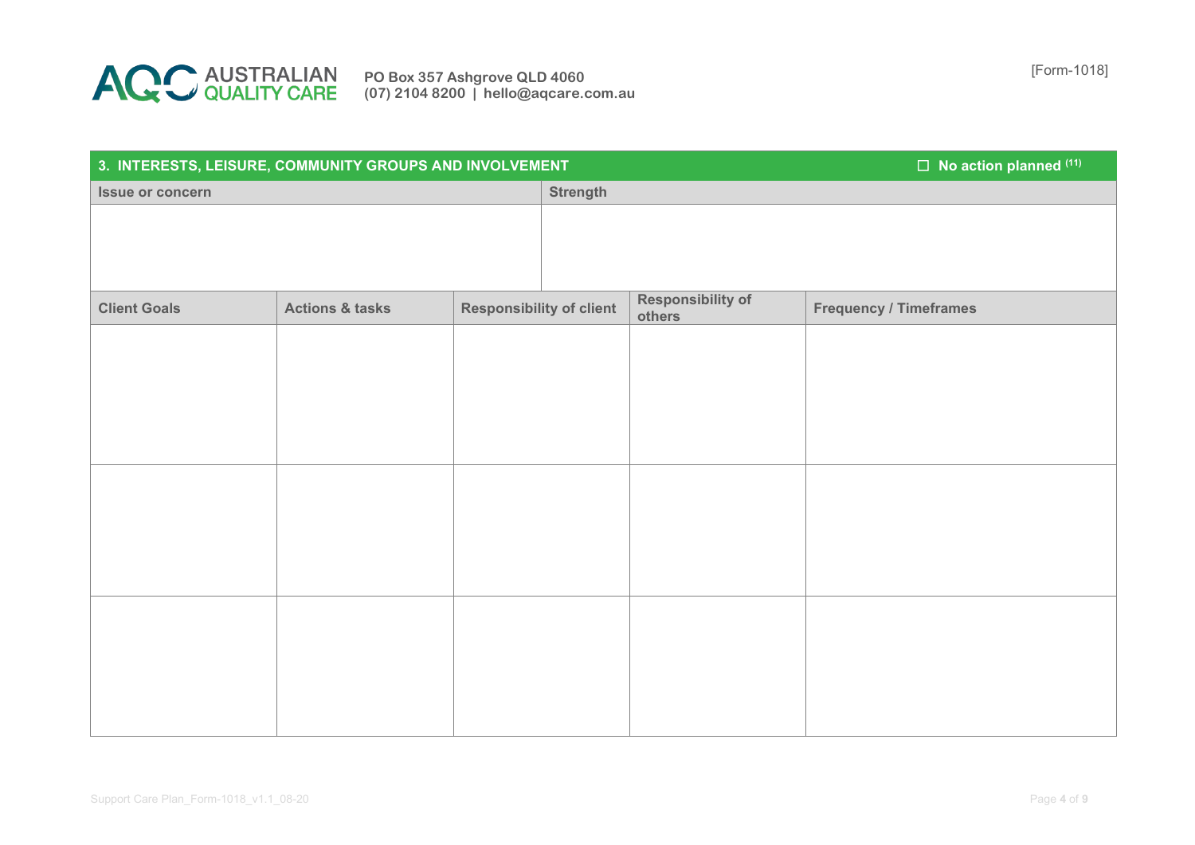AUSTRALIAN QUALITY CARE

PO Box 357 Ashgrove QLD 4060
(07) 2104 8200 | hello@aqcare.com.au

[Form-1018]

## 3. INTERESTS, LEISURE, COMMUNITY GROUPS AND INVOLVEMENT

☐ No action planned [11]

| Issue or concern | Strength |
|---|---|
| | |

| Client Goals | Actions & tasks | Responsibility of client | Responsibility of others | Frequency / Timeframes |
|---|---|---|---|---|
| | | | | |
| | | | | |
| | | | | |

Support Care Plan_Form-1018_v1.1_08-20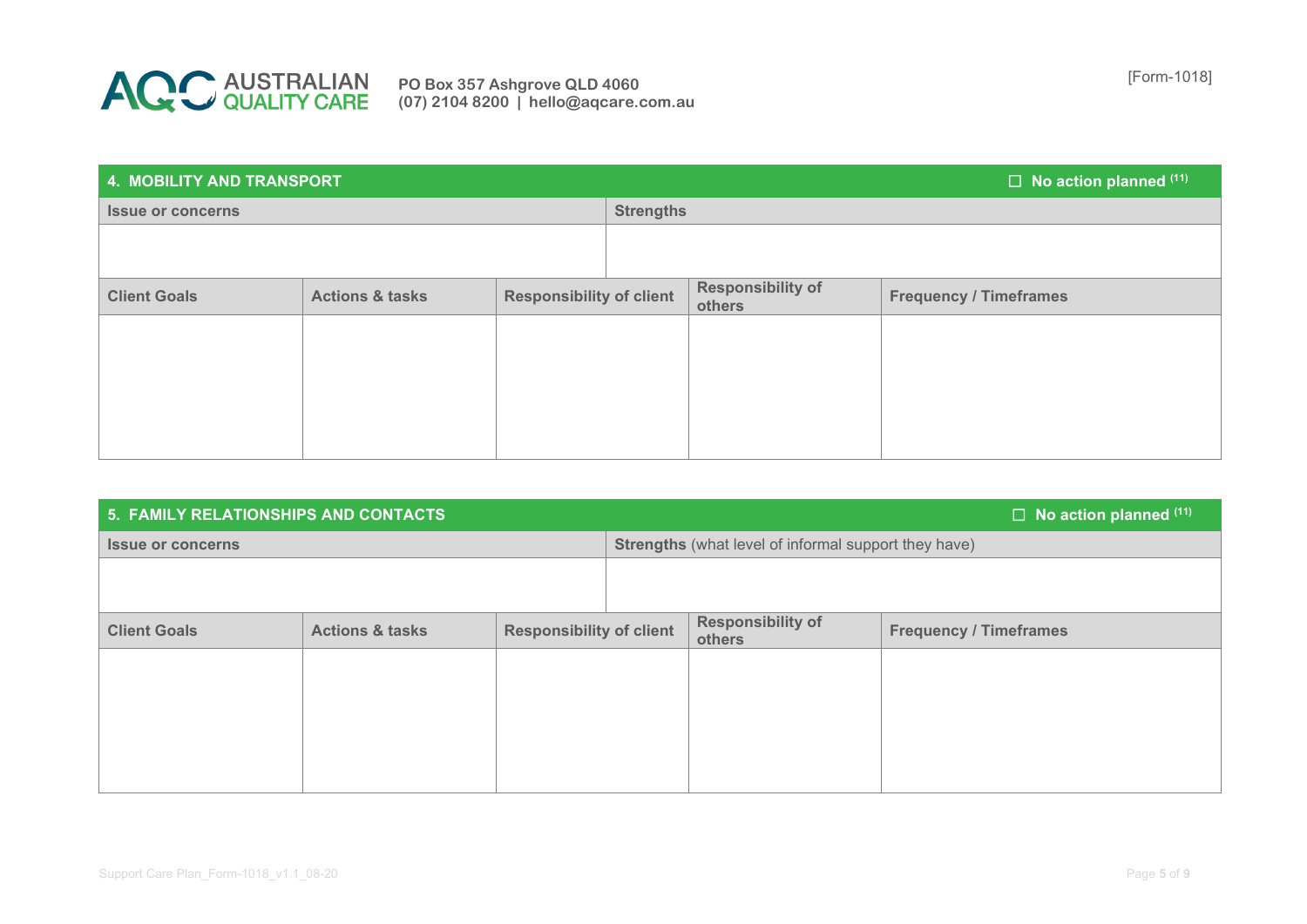**AUSTRALIAN QUALITY CARE**

**PO Box 357 Ashgrove QLD 4060**
**(07) 2104 8200 | hello@aqcare.com.au**

[Form-1018]

## 4. MOBILITY AND TRANSPORT

☐ **No action planned** [11]

| Issue or concerns | Strengths |
|---|---|
| | |

| Client Goals | Actions & tasks | Responsibility of client | Responsibility of others | Frequency / Timeframes |
|---|---|---|---|---|
| | | | | |

## 5. FAMILY RELATIONSHIPS AND CONTACTS

☐ **No action planned** [11]

| Issue or concerns | **Strengths** (what level of informal support they have) |
|---|---|
| | |

| Client Goals | Actions & tasks | Responsibility of client | Responsibility of others | Frequency / Timeframes |
|---|---|---|---|---|
| | | | | |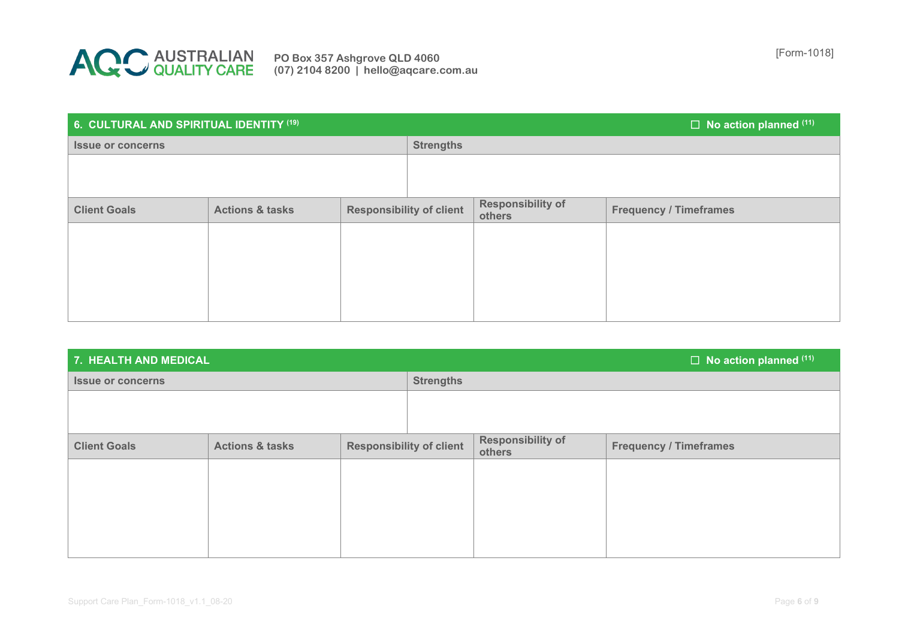## 6. CULTURAL AND SPIRITUAL IDENTITY [19]

☐ No action planned [11]

| Issue or concerns | Strengths |
|---|---|
| | |

| Client Goals | Actions & tasks | Responsibility of client | Responsibility of others | Frequency / Timeframes |
|---|---|---|---|---|
| | | | | |

## 7. HEALTH AND MEDICAL

☐ No action planned [11]

| Issue or concerns | Strengths |
|---|---|
| | |

| Client Goals | Actions & tasks | Responsibility of client | Responsibility of others | Frequency / Timeframes |
|---|---|---|---|---|
| | | | | |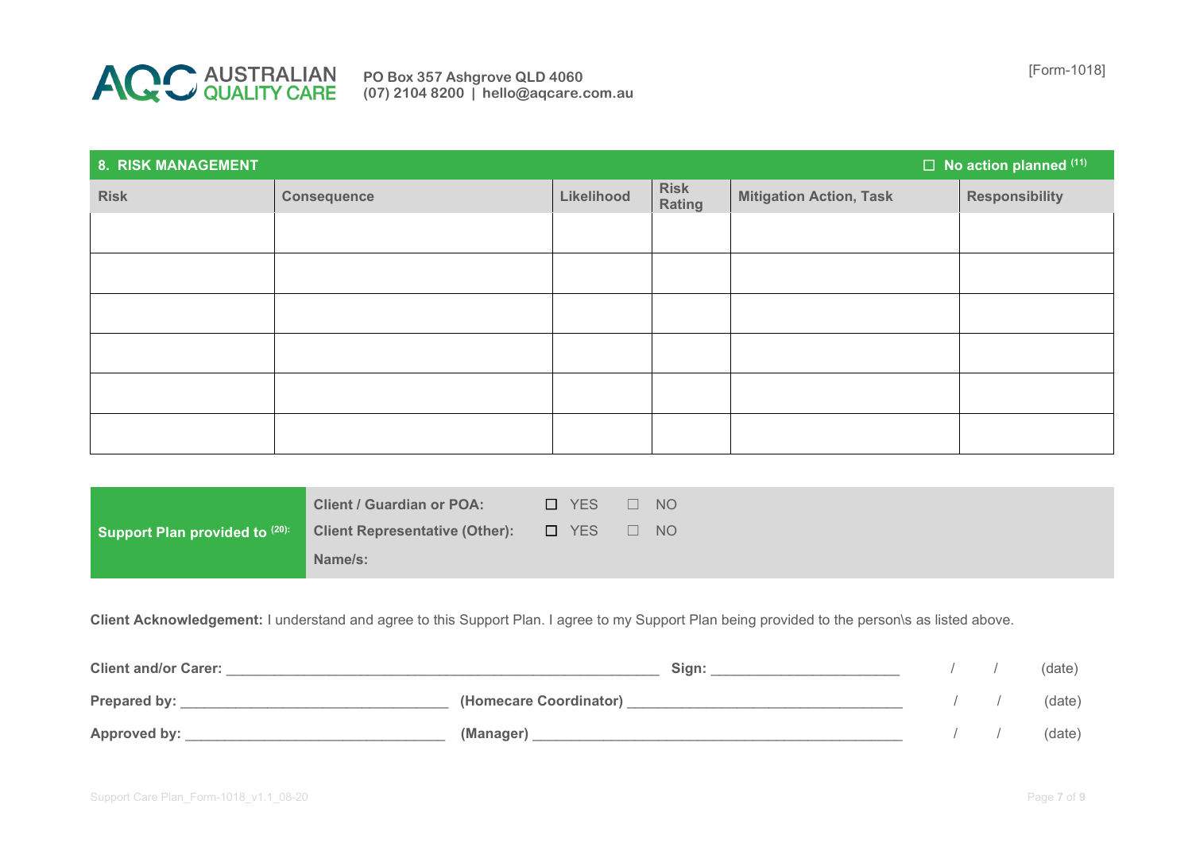AQC AUSTRALIAN QUALITY CARE

**PO Box 357 Ashgrove QLD 4060**
**(07) 2104 8200 | hello@aqcare.com.au**

[Form-1018]

## 8. RISK MANAGEMENT

☐ **No action planned** [11]

| Risk | Consequence | Likelihood | Risk Rating | Mitigation Action, Task | Responsibility |
|---|---|---|---|---|---|
| | | | | | |
| | | | | | |
| | | | | | |
| | | | | | |
| | | | | | |
| | | | | | |

| Support Plan provided to [20]: | | | |
|---|---|---|---|
| | **Client / Guardian or POA:** | ☐ YES | ☐ NO |
| | **Client Representative (Other):** | ☐ YES | ☐ NO |
| | **Name/s:** | | |

**Client Acknowledgement:** I understand and agree to this Support Plan. I agree to my Support Plan being provided to the person\s as listed above.

**Client and/or Carer:** ______________________________________________ **Sign:** ______________________ / / (date)

**Prepared by:** ______________________________ **(Homecare Coordinator)** ______________________________ / / (date)

**Approved by:** ______________________________ **(Manager)** ____________________________________________ / / (date)

Support Care Plan_Form-1018_v1.1_08-20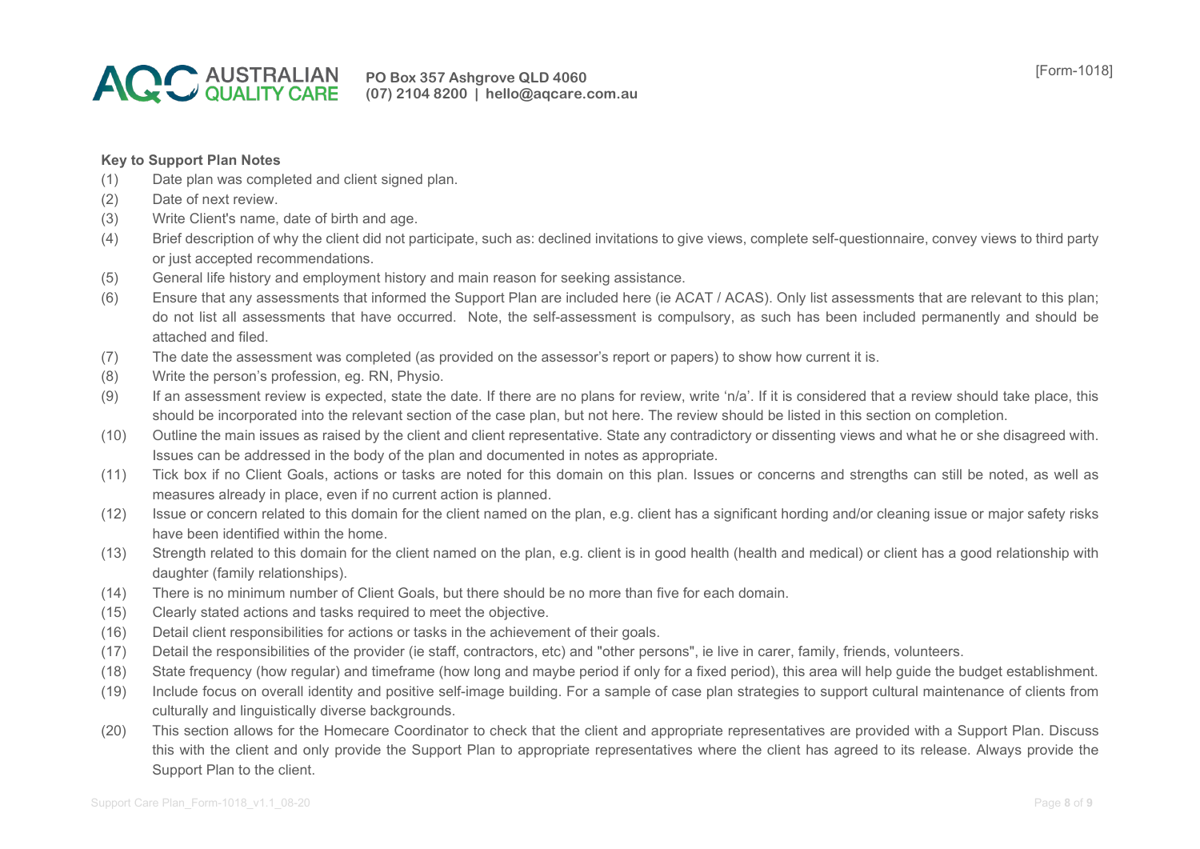**Key to Support Plan Notes**

(1) Date plan was completed and client signed plan.

(2) Date of next review.

(3) Write Client's name, date of birth and age.

(4) Brief description of why the client did not participate, such as: declined invitations to give views, complete self-questionnaire, convey views to third party or just accepted recommendations.

(5) General life history and employment history and main reason for seeking assistance.

(6) Ensure that any assessments that informed the Support Plan are included here (ie ACAT / ACAS). Only list assessments that are relevant to this plan; do not list all assessments that have occurred. Note, the self-assessment is compulsory, as such has been included permanently and should be attached and filed.

(7) The date the assessment was completed (as provided on the assessor's report or papers) to show how current it is.

(8) Write the person's profession, eg. RN, Physio.

(9) If an assessment review is expected, state the date. If there are no plans for review, write 'n/a'. If it is considered that a review should take place, this should be incorporated into the relevant section of the case plan, but not here. The review should be listed in this section on completion.

(10) Outline the main issues as raised by the client and client representative. State any contradictory or dissenting views and what he or she disagreed with. Issues can be addressed in the body of the plan and documented in notes as appropriate.

(11) Tick box if no Client Goals, actions or tasks are noted for this domain on this plan. Issues or concerns and strengths can still be noted, as well as measures already in place, even if no current action is planned.

(12) Issue or concern related to this domain for the client named on the plan, e.g. client has a significant hording and/or cleaning issue or major safety risks have been identified within the home.

(13) Strength related to this domain for the client named on the plan, e.g. client is in good health (health and medical) or client has a good relationship with daughter (family relationships).

(14) There is no minimum number of Client Goals, but there should be no more than five for each domain.

(15) Clearly stated actions and tasks required to meet the objective.

(16) Detail client responsibilities for actions or tasks in the achievement of their goals.

(17) Detail the responsibilities of the provider (ie staff, contractors, etc) and "other persons", ie live in carer, family, friends, volunteers.

(18) State frequency (how regular) and timeframe (how long and maybe period if only for a fixed period), this area will help guide the budget establishment.

(19) Include focus on overall identity and positive self-image building. For a sample of case plan strategies to support cultural maintenance of clients from culturally and linguistically diverse backgrounds.

(20) This section allows for the Homecare Coordinator to check that the client and appropriate representatives are provided with a Support Plan. Discuss this with the client and only provide the Support Plan to appropriate representatives where the client has agreed to its release. Always provide the Support Plan to the client.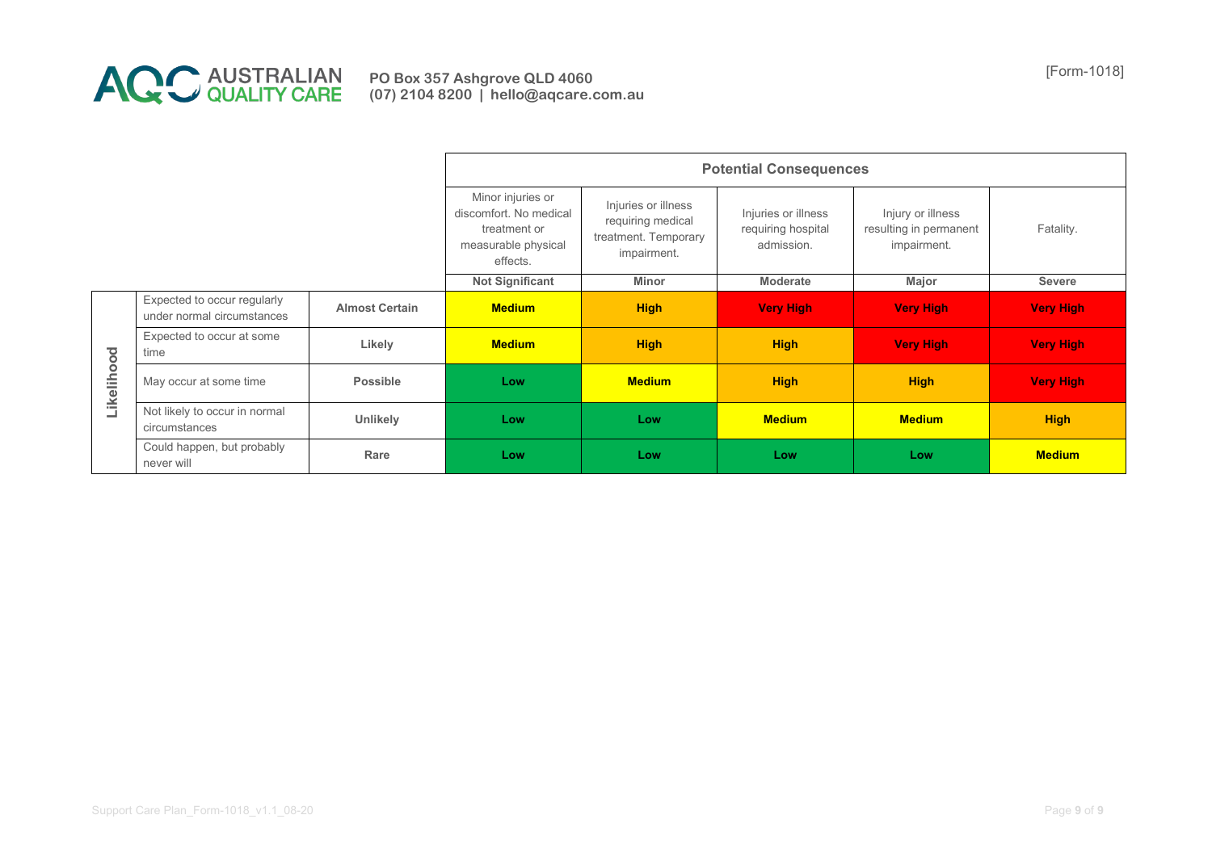| | | | Potential Consequences | | | | |
|---|---|---|---|---|---|---|---|
| | | | Minor injuries or discomfort. No medical treatment or measurable physical effects. | Injuries or illness requiring medical treatment. Temporary impairment. | Injuries or illness requiring hospital admission. | Injury or illness resulting in permanent impairment. | Fatality. |
| | | | **Not Significant** | **Minor** | **Moderate** | **Major** | **Severe** |
| **Likelihood** | Expected to occur regularly under normal circumstances | **Almost Certain** | **Medium** | **High** | **Very High** | **Very High** | **Very High** |
| | Expected to occur at some time | **Likely** | **Medium** | **High** | **High** | **Very High** | **Very High** |
| | May occur at some time | **Possible** | **Low** | **Medium** | **High** | **High** | **Very High** |
| | Not likely to occur in normal circumstances | **Unlikely** | **Low** | **Low** | **Medium** | **Medium** | **High** |
| | Could happen, but probably never will | **Rare** | **Low** | **Low** | **Low** | **Low** | **Medium** |